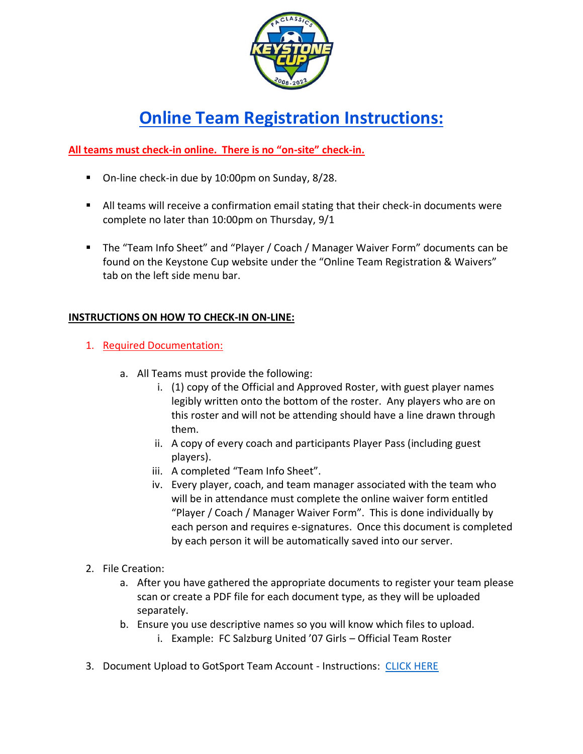# Online Team Registration Instructions:

**All teams must check-in online. There is no "on-site" check-in.**

- On-line check-in due by 10:00pm on Sunday, 8/28.
- All teams will receive a confirmation email stating that their check-in documents were complete no later than 10:00pm on Thursday, 9/1
- The "Team Info Sheet" and "Player / Coach / Manager Waiver Form" documents can be found on the Keystone Cup website under the "Online Team Registration & Waivers" tab on the left side menu bar.

**INSTRUCTIONS ON HOW TO CHECK-IN ON-LINE:**

1. Required Documentation:
   a. All Teams must provide the following:
      i. (1) copy of the Official and Approved Roster, with guest player names legibly written onto the bottom of the roster. Any players who are on this roster and will not be attending should have a line drawn through them.
      ii. A copy of every coach and participants Player Pass (including guest players).
      iii. A completed "Team Info Sheet".
      iv. Every player, coach, and team manager associated with the team who will be in attendance must complete the online waiver form entitled "Player / Coach / Manager Waiver Form". This is done individually by each person and requires e-signatures. Once this document is completed by each person it will be automatically saved into our server.
2. File Creation:
   a. After you have gathered the appropriate documents to register your team please scan or create a PDF file for each document type, as they will be uploaded separately.
   b. Ensure you use descriptive names so you will know which files to upload.
      i. Example: FC Salzburg United '07 Girls – Official Team Roster
3. Document Upload to GotSport Team Account - Instructions: CLICK HERE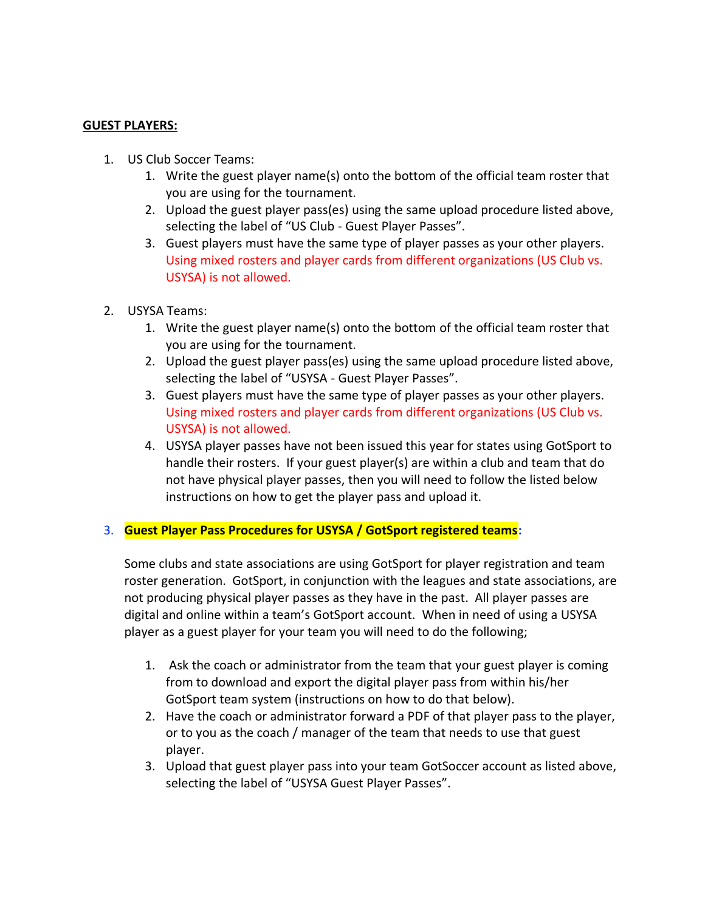**GUEST PLAYERS:**

1. US Club Soccer Teams:
    1. Write the guest player name(s) onto the bottom of the official team roster that you are using for the tournament.
    2. Upload the guest player pass(es) using the same upload procedure listed above, selecting the label of "US Club - Guest Player Passes".
    3. Guest players must have the same type of player passes as your other players. Using mixed rosters and player cards from different organizations (US Club vs. USYSA) is not allowed.

2. USYSA Teams:
    1. Write the guest player name(s) onto the bottom of the official team roster that you are using for the tournament.
    2. Upload the guest player pass(es) using the same upload procedure listed above, selecting the label of "USYSA - Guest Player Passes".
    3. Guest players must have the same type of player passes as your other players. Using mixed rosters and player cards from different organizations (US Club vs. USYSA) is not allowed.
    4. USYSA player passes have not been issued this year for states using GotSport to handle their rosters. If your guest player(s) are within a club and team that do not have physical player passes, then you will need to follow the listed below instructions on how to get the player pass and upload it.

3. **Guest Player Pass Procedures for USYSA / GotSport registered teams:**

    Some clubs and state associations are using GotSport for player registration and team roster generation. GotSport, in conjunction with the leagues and state associations, are not producing physical player passes as they have in the past. All player passes are digital and online within a team's GotSport account. When in need of using a USYSA player as a guest player for your team you will need to do the following;

    1. Ask the coach or administrator from the team that your guest player is coming from to download and export the digital player pass from within his/her GotSport team system (instructions on how to do that below).
    2. Have the coach or administrator forward a PDF of that player pass to the player, or to you as the coach / manager of the team that needs to use that guest player.
    3. Upload that guest player pass into your team GotSoccer account as listed above, selecting the label of "USYSA Guest Player Passes".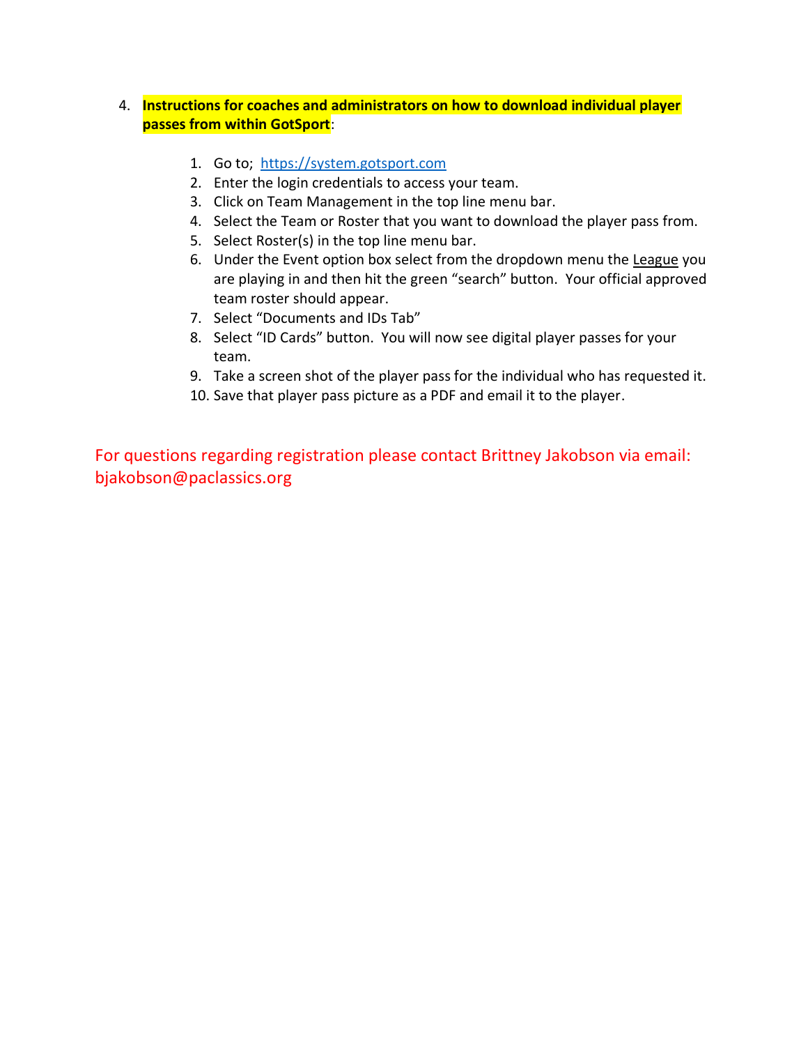4. **Instructions for coaches and administrators on how to download individual player passes from within GotSport**:

    1. Go to; https://system.gotsport.com
    2. Enter the login credentials to access your team.
    3. Click on Team Management in the top line menu bar.
    4. Select the Team or Roster that you want to download the player pass from.
    5. Select Roster(s) in the top line menu bar.
    6. Under the Event option box select from the dropdown menu the League you are playing in and then hit the green "search" button. Your official approved team roster should appear.
    7. Select "Documents and IDs Tab"
    8. Select "ID Cards" button. You will now see digital player passes for your team.
    9. Take a screen shot of the player pass for the individual who has requested it.
    10. Save that player pass picture as a PDF and email it to the player.

For questions regarding registration please contact Brittney Jakobson via email: bjakobson@paclassics.org